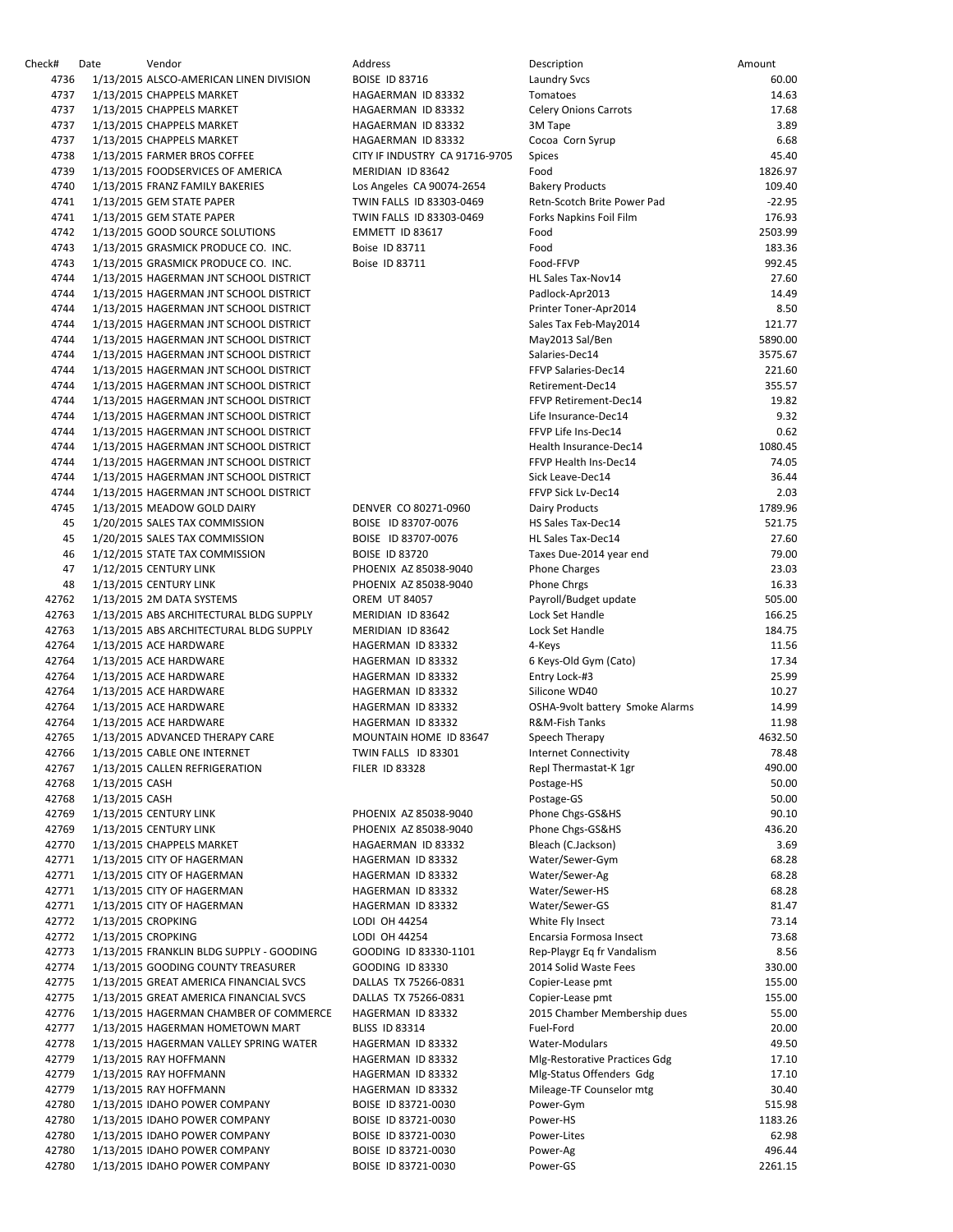| Check# | Date | Vendor | Address | Description | Amount |
|---|---|---|---|---|---|
| 4736 | 1/13/2015 | ALSCO-AMERICAN LINEN DIVISION | BOISE ID 83716 | Laundry Svcs | 60.00 |
| 4737 | 1/13/2015 | CHAPPELS MARKET | HAGAERMAN ID 83332 | Tomatoes | 14.63 |
| 4737 | 1/13/2015 | CHAPPELS MARKET | HAGAERMAN ID 83332 | Celery Onions Carrots | 17.68 |
| 4737 | 1/13/2015 | CHAPPELS MARKET | HAGAERMAN ID 83332 | 3M Tape | 3.89 |
| 4737 | 1/13/2015 | CHAPPELS MARKET | HAGAERMAN ID 83332 | Cocoa Corn Syrup | 6.68 |
| 4738 | 1/13/2015 | FARMER BROS COFFEE | CITY IF INDUSTRY CA 91716-9705 | Spices | 45.40 |
| 4739 | 1/13/2015 | FOODSERVICES OF AMERICA | MERIDIAN ID 83642 | Food | 1826.97 |
| 4740 | 1/13/2015 | FRANZ FAMILY BAKERIES | Los Angeles CA 90074-2654 | Bakery Products | 109.40 |
| 4741 | 1/13/2015 | GEM STATE PAPER | TWIN FALLS ID 83303-0469 | Retn-Scotch Brite Power Pad | -22.95 |
| 4741 | 1/13/2015 | GEM STATE PAPER | TWIN FALLS ID 83303-0469 | Forks Napkins Foil Film | 176.93 |
| 4742 | 1/13/2015 | GOOD SOURCE SOLUTIONS | EMMETT ID 83617 | Food | 2503.99 |
| 4743 | 1/13/2015 | GRASMICK PRODUCE CO. INC. | Boise ID 83711 | Food | 183.36 |
| 4743 | 1/13/2015 | GRASMICK PRODUCE CO. INC. | Boise ID 83711 | Food-FFVP | 992.45 |
| 4744 | 1/13/2015 | HAGERMAN JNT SCHOOL DISTRICT | | HL Sales Tax-Nov14 | 27.60 |
| 4744 | 1/13/2015 | HAGERMAN JNT SCHOOL DISTRICT | | Padlock-Apr2013 | 14.49 |
| 4744 | 1/13/2015 | HAGERMAN JNT SCHOOL DISTRICT | | Printer Toner-Apr2014 | 8.50 |
| 4744 | 1/13/2015 | HAGERMAN JNT SCHOOL DISTRICT | | Sales Tax Feb-May2014 | 121.77 |
| 4744 | 1/13/2015 | HAGERMAN JNT SCHOOL DISTRICT | | May2013 Sal/Ben | 5890.00 |
| 4744 | 1/13/2015 | HAGERMAN JNT SCHOOL DISTRICT | | Salaries-Dec14 | 3575.67 |
| 4744 | 1/13/2015 | HAGERMAN JNT SCHOOL DISTRICT | | FFVP Salaries-Dec14 | 221.60 |
| 4744 | 1/13/2015 | HAGERMAN JNT SCHOOL DISTRICT | | Retirement-Dec14 | 355.57 |
| 4744 | 1/13/2015 | HAGERMAN JNT SCHOOL DISTRICT | | FFVP Retirement-Dec14 | 19.82 |
| 4744 | 1/13/2015 | HAGERMAN JNT SCHOOL DISTRICT | | Life Insurance-Dec14 | 9.32 |
| 4744 | 1/13/2015 | HAGERMAN JNT SCHOOL DISTRICT | | FFVP Life Ins-Dec14 | 0.62 |
| 4744 | 1/13/2015 | HAGERMAN JNT SCHOOL DISTRICT | | Health Insurance-Dec14 | 1080.45 |
| 4744 | 1/13/2015 | HAGERMAN JNT SCHOOL DISTRICT | | FFVP Health Ins-Dec14 | 74.05 |
| 4744 | 1/13/2015 | HAGERMAN JNT SCHOOL DISTRICT | | Sick Leave-Dec14 | 36.44 |
| 4744 | 1/13/2015 | HAGERMAN JNT SCHOOL DISTRICT | | FFVP Sick Lv-Dec14 | 2.03 |
| 4745 | 1/13/2015 | MEADOW GOLD DAIRY | DENVER CO 80271-0960 | Dairy Products | 1789.96 |
| 45 | 1/20/2015 | SALES TAX COMMISSION | BOISE ID 83707-0076 | HS Sales Tax-Dec14 | 521.75 |
| 45 | 1/20/2015 | SALES TAX COMMISSION | BOISE ID 83707-0076 | HL Sales Tax-Dec14 | 27.60 |
| 46 | 1/12/2015 | STATE TAX COMMISSION | BOISE ID 83720 | Taxes Due-2014 year end | 79.00 |
| 47 | 1/12/2015 | CENTURY LINK | PHOENIX AZ 85038-9040 | Phone Charges | 23.03 |
| 48 | 1/13/2015 | CENTURY LINK | PHOENIX AZ 85038-9040 | Phone Chrgs | 16.33 |
| 42762 | 1/13/2015 | 2M DATA SYSTEMS | OREM UT 84057 | Payroll/Budget update | 505.00 |
| 42763 | 1/13/2015 | ABS ARCHITECTURAL BLDG SUPPLY | MERIDIAN ID 83642 | Lock Set Handle | 166.25 |
| 42763 | 1/13/2015 | ABS ARCHITECTURAL BLDG SUPPLY | MERIDIAN ID 83642 | Lock Set Handle | 184.75 |
| 42764 | 1/13/2015 | ACE HARDWARE | HAGERMAN ID 83332 | 4-Keys | 11.56 |
| 42764 | 1/13/2015 | ACE HARDWARE | HAGERMAN ID 83332 | 6 Keys-Old Gym (Cato) | 17.34 |
| 42764 | 1/13/2015 | ACE HARDWARE | HAGERMAN ID 83332 | Entry Lock-#3 | 25.99 |
| 42764 | 1/13/2015 | ACE HARDWARE | HAGERMAN ID 83332 | Silicone WD40 | 10.27 |
| 42764 | 1/13/2015 | ACE HARDWARE | HAGERMAN ID 83332 | OSHA-9volt battery Smoke Alarms | 14.99 |
| 42764 | 1/13/2015 | ACE HARDWARE | HAGERMAN ID 83332 | R&M-Fish Tanks | 11.98 |
| 42765 | 1/13/2015 | ADVANCED THERAPY CARE | MOUNTAIN HOME ID 83647 | Speech Therapy | 4632.50 |
| 42766 | 1/13/2015 | CABLE ONE INTERNET | TWIN FALLS ID 83301 | Internet Connectivity | 78.48 |
| 42767 | 1/13/2015 | CALLEN REFRIGERATION | FILER ID 83328 | Repl Thermastat-K 1gr | 490.00 |
| 42768 | 1/13/2015 | CASH | | Postage-HS | 50.00 |
| 42768 | 1/13/2015 | CASH | | Postage-GS | 50.00 |
| 42769 | 1/13/2015 | CENTURY LINK | PHOENIX AZ 85038-9040 | Phone Chgs-GS&HS | 90.10 |
| 42769 | 1/13/2015 | CENTURY LINK | PHOENIX AZ 85038-9040 | Phone Chgs-GS&HS | 436.20 |
| 42770 | 1/13/2015 | CHAPPELS MARKET | HAGAERMAN ID 83332 | Bleach (C.Jackson) | 3.69 |
| 42771 | 1/13/2015 | CITY OF HAGERMAN | HAGERMAN ID 83332 | Water/Sewer-Gym | 68.28 |
| 42771 | 1/13/2015 | CITY OF HAGERMAN | HAGERMAN ID 83332 | Water/Sewer-Ag | 68.28 |
| 42771 | 1/13/2015 | CITY OF HAGERMAN | HAGERMAN ID 83332 | Water/Sewer-HS | 68.28 |
| 42771 | 1/13/2015 | CITY OF HAGERMAN | HAGERMAN ID 83332 | Water/Sewer-GS | 81.47 |
| 42772 | 1/13/2015 | CROPKING | LODI OH 44254 | White Fly Insect | 73.14 |
| 42772 | 1/13/2015 | CROPKING | LODI OH 44254 | Encarsia Formosa Insect | 73.68 |
| 42773 | 1/13/2015 | FRANKLIN BLDG SUPPLY - GOODING | GOODING ID 83330-1101 | Rep-Playgr Eq fr Vandalism | 8.56 |
| 42774 | 1/13/2015 | GOODING COUNTY TREASURER | GOODING ID 83330 | 2014 Solid Waste Fees | 330.00 |
| 42775 | 1/13/2015 | GREAT AMERICA FINANCIAL SVCS | DALLAS TX 75266-0831 | Copier-Lease pmt | 155.00 |
| 42775 | 1/13/2015 | GREAT AMERICA FINANCIAL SVCS | DALLAS TX 75266-0831 | Copier-Lease pmt | 155.00 |
| 42776 | 1/13/2015 | HAGERMAN CHAMBER OF COMMERCE | HAGERMAN ID 83332 | 2015 Chamber Membership dues | 55.00 |
| 42777 | 1/13/2015 | HAGERMAN HOMETOWN MART | BLISS ID 83314 | Fuel-Ford | 20.00 |
| 42778 | 1/13/2015 | HAGERMAN VALLEY SPRING WATER | HAGERMAN ID 83332 | Water-Modulars | 49.50 |
| 42779 | 1/13/2015 | RAY HOFFMANN | HAGERMAN ID 83332 | Mlg-Restorative Practices Gdg | 17.10 |
| 42779 | 1/13/2015 | RAY HOFFMANN | HAGERMAN ID 83332 | Mlg-Status Offenders Gdg | 17.10 |
| 42779 | 1/13/2015 | RAY HOFFMANN | HAGERMAN ID 83332 | Mileage-TF Counselor mtg | 30.40 |
| 42780 | 1/13/2015 | IDAHO POWER COMPANY | BOISE ID 83721-0030 | Power-Gym | 515.98 |
| 42780 | 1/13/2015 | IDAHO POWER COMPANY | BOISE ID 83721-0030 | Power-HS | 1183.26 |
| 42780 | 1/13/2015 | IDAHO POWER COMPANY | BOISE ID 83721-0030 | Power-Lites | 62.98 |
| 42780 | 1/13/2015 | IDAHO POWER COMPANY | BOISE ID 83721-0030 | Power-Ag | 496.44 |
| 42780 | 1/13/2015 | IDAHO POWER COMPANY | BOISE ID 83721-0030 | Power-GS | 2261.15 |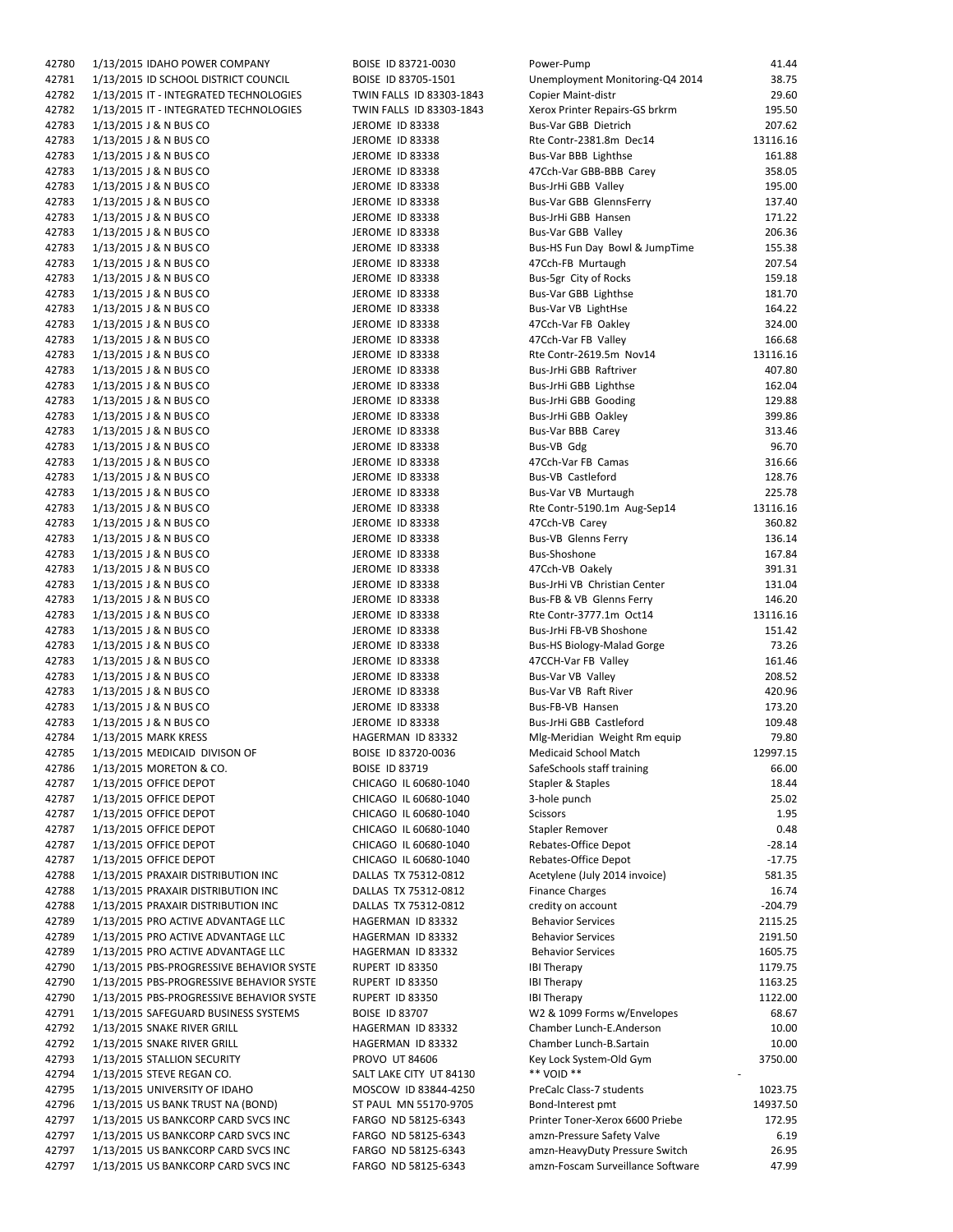| | | | | |
|---|---|---|---|---|
| 42780 | 1/13/2015 IDAHO POWER COMPANY | BOISE ID 83721-0030 | Power-Pump | 41.44 |
| 42781 | 1/13/2015 ID SCHOOL DISTRICT COUNCIL | BOISE ID 83705-1501 | Unemployment Monitoring-Q4 2014 | 38.75 |
| 42782 | 1/13/2015 IT - INTEGRATED TECHNOLOGIES | TWIN FALLS ID 83303-1843 | Copier Maint-distr | 29.60 |
| 42782 | 1/13/2015 IT - INTEGRATED TECHNOLOGIES | TWIN FALLS ID 83303-1843 | Xerox Printer Repairs-GS brkrm | 195.50 |
| 42783 | 1/13/2015 J & N BUS CO | JEROME ID 83338 | Bus-Var GBB Dietrich | 207.62 |
| 42783 | 1/13/2015 J & N BUS CO | JEROME ID 83338 | Rte Contr-2381.8m Dec14 | 13116.16 |
| 42783 | 1/13/2015 J & N BUS CO | JEROME ID 83338 | Bus-Var BBB Lighthse | 161.88 |
| 42783 | 1/13/2015 J & N BUS CO | JEROME ID 83338 | 47Cch-Var GBB-BBB Carey | 358.05 |
| 42783 | 1/13/2015 J & N BUS CO | JEROME ID 83338 | Bus-JrHi GBB Valley | 195.00 |
| 42783 | 1/13/2015 J & N BUS CO | JEROME ID 83338 | Bus-Var GBB GlennsFerry | 137.40 |
| 42783 | 1/13/2015 J & N BUS CO | JEROME ID 83338 | Bus-JrHi GBB Hansen | 171.22 |
| 42783 | 1/13/2015 J & N BUS CO | JEROME ID 83338 | Bus-Var GBB Valley | 206.36 |
| 42783 | 1/13/2015 J & N BUS CO | JEROME ID 83338 | Bus-HS Fun Day Bowl & JumpTime | 155.38 |
| 42783 | 1/13/2015 J & N BUS CO | JEROME ID 83338 | 47Cch-FB Murtaugh | 207.54 |
| 42783 | 1/13/2015 J & N BUS CO | JEROME ID 83338 | Bus-5gr City of Rocks | 159.18 |
| 42783 | 1/13/2015 J & N BUS CO | JEROME ID 83338 | Bus-Var GBB Lighthse | 181.70 |
| 42783 | 1/13/2015 J & N BUS CO | JEROME ID 83338 | Bus-Var VB LightHse | 164.22 |
| 42783 | 1/13/2015 J & N BUS CO | JEROME ID 83338 | 47Cch-Var FB Oakley | 324.00 |
| 42783 | 1/13/2015 J & N BUS CO | JEROME ID 83338 | 47Cch-Var FB Valley | 166.68 |
| 42783 | 1/13/2015 J & N BUS CO | JEROME ID 83338 | Rte Contr-2619.5m Nov14 | 13116.16 |
| 42783 | 1/13/2015 J & N BUS CO | JEROME ID 83338 | Bus-JrHi GBB Raftriver | 407.80 |
| 42783 | 1/13/2015 J & N BUS CO | JEROME ID 83338 | Bus-JrHi GBB Lighthse | 162.04 |
| 42783 | 1/13/2015 J & N BUS CO | JEROME ID 83338 | Bus-JrHi GBB Gooding | 129.88 |
| 42783 | 1/13/2015 J & N BUS CO | JEROME ID 83338 | Bus-JrHi GBB Oakley | 399.86 |
| 42783 | 1/13/2015 J & N BUS CO | JEROME ID 83338 | Bus-Var BBB Carey | 313.46 |
| 42783 | 1/13/2015 J & N BUS CO | JEROME ID 83338 | Bus-VB Gdg | 96.70 |
| 42783 | 1/13/2015 J & N BUS CO | JEROME ID 83338 | 47Cch-Var FB Camas | 316.66 |
| 42783 | 1/13/2015 J & N BUS CO | JEROME ID 83338 | Bus-VB Castleford | 128.76 |
| 42783 | 1/13/2015 J & N BUS CO | JEROME ID 83338 | Bus-Var VB Murtaugh | 225.78 |
| 42783 | 1/13/2015 J & N BUS CO | JEROME ID 83338 | Rte Contr-5190.1m Aug-Sep14 | 13116.16 |
| 42783 | 1/13/2015 J & N BUS CO | JEROME ID 83338 | 47Cch-VB Carey | 360.82 |
| 42783 | 1/13/2015 J & N BUS CO | JEROME ID 83338 | Bus-VB Glenns Ferry | 136.14 |
| 42783 | 1/13/2015 J & N BUS CO | JEROME ID 83338 | Bus-Shoshone | 167.84 |
| 42783 | 1/13/2015 J & N BUS CO | JEROME ID 83338 | 47Cch-VB Oakely | 391.31 |
| 42783 | 1/13/2015 J & N BUS CO | JEROME ID 83338 | Bus-JrHi VB Christian Center | 131.04 |
| 42783 | 1/13/2015 J & N BUS CO | JEROME ID 83338 | Bus-FB & VB Glenns Ferry | 146.20 |
| 42783 | 1/13/2015 J & N BUS CO | JEROME ID 83338 | Rte Contr-3777.1m Oct14 | 13116.16 |
| 42783 | 1/13/2015 J & N BUS CO | JEROME ID 83338 | Bus-JrHi FB-VB Shoshone | 151.42 |
| 42783 | 1/13/2015 J & N BUS CO | JEROME ID 83338 | Bus-HS Biology-Malad Gorge | 73.26 |
| 42783 | 1/13/2015 J & N BUS CO | JEROME ID 83338 | 47CCH-Var FB Valley | 161.46 |
| 42783 | 1/13/2015 J & N BUS CO | JEROME ID 83338 | Bus-Var VB Valley | 208.52 |
| 42783 | 1/13/2015 J & N BUS CO | JEROME ID 83338 | Bus-Var VB Raft River | 420.96 |
| 42783 | 1/13/2015 J & N BUS CO | JEROME ID 83338 | Bus-FB-VB Hansen | 173.20 |
| 42783 | 1/13/2015 J & N BUS CO | JEROME ID 83338 | Bus-JrHi GBB Castleford | 109.48 |
| 42784 | 1/13/2015 MARK KRESS | HAGERMAN ID 83332 | Mlg-Meridian Weight Rm equip | 79.80 |
| 42785 | 1/13/2015 MEDICAID DIVISON OF | BOISE ID 83720-0036 | Medicaid School Match | 12997.15 |
| 42786 | 1/13/2015 MORETON & CO. | BOISE ID 83719 | SafeSchools staff training | 66.00 |
| 42787 | 1/13/2015 OFFICE DEPOT | CHICAGO IL 60680-1040 | Stapler & Staples | 18.44 |
| 42787 | 1/13/2015 OFFICE DEPOT | CHICAGO IL 60680-1040 | 3-hole punch | 25.02 |
| 42787 | 1/13/2015 OFFICE DEPOT | CHICAGO IL 60680-1040 | Scissors | 1.95 |
| 42787 | 1/13/2015 OFFICE DEPOT | CHICAGO IL 60680-1040 | Stapler Remover | 0.48 |
| 42787 | 1/13/2015 OFFICE DEPOT | CHICAGO IL 60680-1040 | Rebates-Office Depot | -28.14 |
| 42787 | 1/13/2015 OFFICE DEPOT | CHICAGO IL 60680-1040 | Rebates-Office Depot | -17.75 |
| 42788 | 1/13/2015 PRAXAIR DISTRIBUTION INC | DALLAS TX 75312-0812 | Acetylene (July 2014 invoice) | 581.35 |
| 42788 | 1/13/2015 PRAXAIR DISTRIBUTION INC | DALLAS TX 75312-0812 | Finance Charges | 16.74 |
| 42788 | 1/13/2015 PRAXAIR DISTRIBUTION INC | DALLAS TX 75312-0812 | credity on account | -204.79 |
| 42789 | 1/13/2015 PRO ACTIVE ADVANTAGE LLC | HAGERMAN ID 83332 | Behavior Services | 2115.25 |
| 42789 | 1/13/2015 PRO ACTIVE ADVANTAGE LLC | HAGERMAN ID 83332 | Behavior Services | 2191.50 |
| 42789 | 1/13/2015 PRO ACTIVE ADVANTAGE LLC | HAGERMAN ID 83332 | Behavior Services | 1605.75 |
| 42790 | 1/13/2015 PBS-PROGRESSIVE BEHAVIOR SYSTE | RUPERT ID 83350 | IBI Therapy | 1179.75 |
| 42790 | 1/13/2015 PBS-PROGRESSIVE BEHAVIOR SYSTE | RUPERT ID 83350 | IBI Therapy | 1163.25 |
| 42790 | 1/13/2015 PBS-PROGRESSIVE BEHAVIOR SYSTE | RUPERT ID 83350 | IBI Therapy | 1122.00 |
| 42791 | 1/13/2015 SAFEGUARD BUSINESS SYSTEMS | BOISE ID 83707 | W2 & 1099 Forms w/Envelopes | 68.67 |
| 42792 | 1/13/2015 SNAKE RIVER GRILL | HAGERMAN ID 83332 | Chamber Lunch-E.Anderson | 10.00 |
| 42792 | 1/13/2015 SNAKE RIVER GRILL | HAGERMAN ID 83332 | Chamber Lunch-B.Sartain | 10.00 |
| 42793 | 1/13/2015 STALLION SECURITY | PROVO UT 84606 | Key Lock System-Old Gym | 3750.00 |
| 42794 | 1/13/2015 STEVE REGAN CO. | SALT LAKE CITY UT 84130 | ** VOID ** | - |
| 42795 | 1/13/2015 UNIVERSITY OF IDAHO | MOSCOW ID 83844-4250 | PreCalc Class-7 students | 1023.75 |
| 42796 | 1/13/2015 US BANK TRUST NA (BOND) | ST PAUL MN 55170-9705 | Bond-Interest pmt | 14937.50 |
| 42797 | 1/13/2015 US BANKCORP CARD SVCS INC | FARGO ND 58125-6343 | Printer Toner-Xerox 6600 Priebe | 172.95 |
| 42797 | 1/13/2015 US BANKCORP CARD SVCS INC | FARGO ND 58125-6343 | amzn-Pressure Safety Valve | 6.19 |
| 42797 | 1/13/2015 US BANKCORP CARD SVCS INC | FARGO ND 58125-6343 | amzn-HeavyDuty Pressure Switch | 26.95 |
| 42797 | 1/13/2015 US BANKCORP CARD SVCS INC | FARGO ND 58125-6343 | amzn-Foscam Surveillance Software | 47.99 |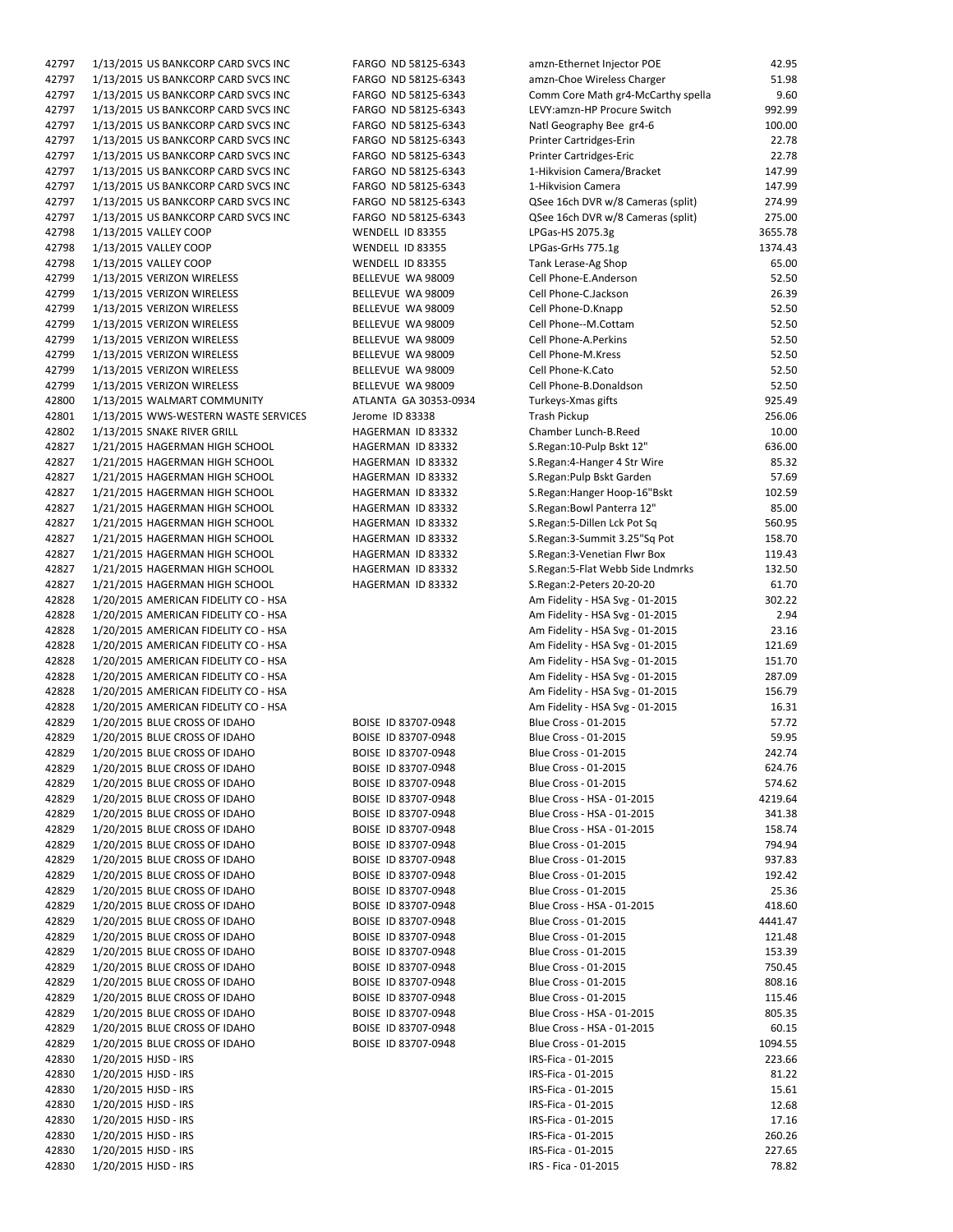| | | | | |
|---|---|---|---|---|
| 42797 | 1/13/2015 US BANKCORP CARD SVCS INC | FARGO ND 58125-6343 | amzn-Ethernet Injector POE | 42.95 |
| 42797 | 1/13/2015 US BANKCORP CARD SVCS INC | FARGO ND 58125-6343 | amzn-Choe Wireless Charger | 51.98 |
| 42797 | 1/13/2015 US BANKCORP CARD SVCS INC | FARGO ND 58125-6343 | Comm Core Math gr4-McCarthy spella | 9.60 |
| 42797 | 1/13/2015 US BANKCORP CARD SVCS INC | FARGO ND 58125-6343 | LEVY:amzn-HP Procure Switch | 992.99 |
| 42797 | 1/13/2015 US BANKCORP CARD SVCS INC | FARGO ND 58125-6343 | Natl Geography Bee gr4-6 | 100.00 |
| 42797 | 1/13/2015 US BANKCORP CARD SVCS INC | FARGO ND 58125-6343 | Printer Cartridges-Erin | 22.78 |
| 42797 | 1/13/2015 US BANKCORP CARD SVCS INC | FARGO ND 58125-6343 | Printer Cartridges-Eric | 22.78 |
| 42797 | 1/13/2015 US BANKCORP CARD SVCS INC | FARGO ND 58125-6343 | 1-Hikvision Camera/Bracket | 147.99 |
| 42797 | 1/13/2015 US BANKCORP CARD SVCS INC | FARGO ND 58125-6343 | 1-Hikvision Camera | 147.99 |
| 42797 | 1/13/2015 US BANKCORP CARD SVCS INC | FARGO ND 58125-6343 | QSee 16ch DVR w/8 Cameras (split) | 274.99 |
| 42797 | 1/13/2015 US BANKCORP CARD SVCS INC | FARGO ND 58125-6343 | QSee 16ch DVR w/8 Cameras (split) | 275.00 |
| 42798 | 1/13/2015 VALLEY COOP | WENDELL ID 83355 | LPGas-HS 2075.3g | 3655.78 |
| 42798 | 1/13/2015 VALLEY COOP | WENDELL ID 83355 | LPGas-GrHs 775.1g | 1374.43 |
| 42798 | 1/13/2015 VALLEY COOP | WENDELL ID 83355 | Tank Lerase-Ag Shop | 65.00 |
| 42799 | 1/13/2015 VERIZON WIRELESS | BELLEVUE WA 98009 | Cell Phone-E.Anderson | 52.50 |
| 42799 | 1/13/2015 VERIZON WIRELESS | BELLEVUE WA 98009 | Cell Phone-C.Jackson | 26.39 |
| 42799 | 1/13/2015 VERIZON WIRELESS | BELLEVUE WA 98009 | Cell Phone-D.Knapp | 52.50 |
| 42799 | 1/13/2015 VERIZON WIRELESS | BELLEVUE WA 98009 | Cell Phone--M.Cottam | 52.50 |
| 42799 | 1/13/2015 VERIZON WIRELESS | BELLEVUE WA 98009 | Cell Phone-A.Perkins | 52.50 |
| 42799 | 1/13/2015 VERIZON WIRELESS | BELLEVUE WA 98009 | Cell Phone-M.Kress | 52.50 |
| 42799 | 1/13/2015 VERIZON WIRELESS | BELLEVUE WA 98009 | Cell Phone-K.Cato | 52.50 |
| 42799 | 1/13/2015 VERIZON WIRELESS | BELLEVUE WA 98009 | Cell Phone-B.Donaldson | 52.50 |
| 42800 | 1/13/2015 WALMART COMMUNITY | ATLANTA GA 30353-0934 | Turkeys-Xmas gifts | 925.49 |
| 42801 | 1/13/2015 WWS-WESTERN WASTE SERVICES | Jerome ID 83338 | Trash Pickup | 256.06 |
| 42802 | 1/13/2015 SNAKE RIVER GRILL | HAGERMAN ID 83332 | Chamber Lunch-B.Reed | 10.00 |
| 42827 | 1/21/2015 HAGERMAN HIGH SCHOOL | HAGERMAN ID 83332 | S.Regan:10-Pulp Bskt 12" | 636.00 |
| 42827 | 1/21/2015 HAGERMAN HIGH SCHOOL | HAGERMAN ID 83332 | S.Regan:4-Hanger 4 Str Wire | 85.32 |
| 42827 | 1/21/2015 HAGERMAN HIGH SCHOOL | HAGERMAN ID 83332 | S.Regan:Pulp Bskt Garden | 57.69 |
| 42827 | 1/21/2015 HAGERMAN HIGH SCHOOL | HAGERMAN ID 83332 | S.Regan:Hanger Hoop-16"Bskt | 102.59 |
| 42827 | 1/21/2015 HAGERMAN HIGH SCHOOL | HAGERMAN ID 83332 | S.Regan:Bowl Panterra 12" | 85.00 |
| 42827 | 1/21/2015 HAGERMAN HIGH SCHOOL | HAGERMAN ID 83332 | S.Regan:5-Dillen Lck Pot Sq | 560.95 |
| 42827 | 1/21/2015 HAGERMAN HIGH SCHOOL | HAGERMAN ID 83332 | S.Regan:3-Summit 3.25"Sq Pot | 158.70 |
| 42827 | 1/21/2015 HAGERMAN HIGH SCHOOL | HAGERMAN ID 83332 | S.Regan:3-Venetian Flwr Box | 119.43 |
| 42827 | 1/21/2015 HAGERMAN HIGH SCHOOL | HAGERMAN ID 83332 | S.Regan:5-Flat Webb Side Lndmrks | 132.50 |
| 42827 | 1/21/2015 HAGERMAN HIGH SCHOOL | HAGERMAN ID 83332 | S.Regan:2-Peters 20-20-20 | 61.70 |
| 42828 | 1/20/2015 AMERICAN FIDELITY CO - HSA | | Am Fidelity - HSA Svg - 01-2015 | 302.22 |
| 42828 | 1/20/2015 AMERICAN FIDELITY CO - HSA | | Am Fidelity - HSA Svg - 01-2015 | 2.94 |
| 42828 | 1/20/2015 AMERICAN FIDELITY CO - HSA | | Am Fidelity - HSA Svg - 01-2015 | 23.16 |
| 42828 | 1/20/2015 AMERICAN FIDELITY CO - HSA | | Am Fidelity - HSA Svg - 01-2015 | 121.69 |
| 42828 | 1/20/2015 AMERICAN FIDELITY CO - HSA | | Am Fidelity - HSA Svg - 01-2015 | 151.70 |
| 42828 | 1/20/2015 AMERICAN FIDELITY CO - HSA | | Am Fidelity - HSA Svg - 01-2015 | 287.09 |
| 42828 | 1/20/2015 AMERICAN FIDELITY CO - HSA | | Am Fidelity - HSA Svg - 01-2015 | 156.79 |
| 42828 | 1/20/2015 AMERICAN FIDELITY CO - HSA | | Am Fidelity - HSA Svg - 01-2015 | 16.31 |
| 42829 | 1/20/2015 BLUE CROSS OF IDAHO | BOISE ID 83707-0948 | Blue Cross - 01-2015 | 57.72 |
| 42829 | 1/20/2015 BLUE CROSS OF IDAHO | BOISE ID 83707-0948 | Blue Cross - 01-2015 | 59.95 |
| 42829 | 1/20/2015 BLUE CROSS OF IDAHO | BOISE ID 83707-0948 | Blue Cross - 01-2015 | 242.74 |
| 42829 | 1/20/2015 BLUE CROSS OF IDAHO | BOISE ID 83707-0948 | Blue Cross - 01-2015 | 624.76 |
| 42829 | 1/20/2015 BLUE CROSS OF IDAHO | BOISE ID 83707-0948 | Blue Cross - 01-2015 | 574.62 |
| 42829 | 1/20/2015 BLUE CROSS OF IDAHO | BOISE ID 83707-0948 | Blue Cross - HSA - 01-2015 | 4219.64 |
| 42829 | 1/20/2015 BLUE CROSS OF IDAHO | BOISE ID 83707-0948 | Blue Cross - HSA - 01-2015 | 341.38 |
| 42829 | 1/20/2015 BLUE CROSS OF IDAHO | BOISE ID 83707-0948 | Blue Cross - HSA - 01-2015 | 158.74 |
| 42829 | 1/20/2015 BLUE CROSS OF IDAHO | BOISE ID 83707-0948 | Blue Cross - 01-2015 | 794.94 |
| 42829 | 1/20/2015 BLUE CROSS OF IDAHO | BOISE ID 83707-0948 | Blue Cross - 01-2015 | 937.83 |
| 42829 | 1/20/2015 BLUE CROSS OF IDAHO | BOISE ID 83707-0948 | Blue Cross - 01-2015 | 192.42 |
| 42829 | 1/20/2015 BLUE CROSS OF IDAHO | BOISE ID 83707-0948 | Blue Cross - 01-2015 | 25.36 |
| 42829 | 1/20/2015 BLUE CROSS OF IDAHO | BOISE ID 83707-0948 | Blue Cross - HSA - 01-2015 | 418.60 |
| 42829 | 1/20/2015 BLUE CROSS OF IDAHO | BOISE ID 83707-0948 | Blue Cross - 01-2015 | 4441.47 |
| 42829 | 1/20/2015 BLUE CROSS OF IDAHO | BOISE ID 83707-0948 | Blue Cross - 01-2015 | 121.48 |
| 42829 | 1/20/2015 BLUE CROSS OF IDAHO | BOISE ID 83707-0948 | Blue Cross - 01-2015 | 153.39 |
| 42829 | 1/20/2015 BLUE CROSS OF IDAHO | BOISE ID 83707-0948 | Blue Cross - 01-2015 | 750.45 |
| 42829 | 1/20/2015 BLUE CROSS OF IDAHO | BOISE ID 83707-0948 | Blue Cross - 01-2015 | 808.16 |
| 42829 | 1/20/2015 BLUE CROSS OF IDAHO | BOISE ID 83707-0948 | Blue Cross - 01-2015 | 115.46 |
| 42829 | 1/20/2015 BLUE CROSS OF IDAHO | BOISE ID 83707-0948 | Blue Cross - HSA - 01-2015 | 805.35 |
| 42829 | 1/20/2015 BLUE CROSS OF IDAHO | BOISE ID 83707-0948 | Blue Cross - HSA - 01-2015 | 60.15 |
| 42829 | 1/20/2015 BLUE CROSS OF IDAHO | BOISE ID 83707-0948 | Blue Cross - 01-2015 | 1094.55 |
| 42830 | 1/20/2015 HJSD - IRS | | IRS-Fica - 01-2015 | 223.66 |
| 42830 | 1/20/2015 HJSD - IRS | | IRS-Fica - 01-2015 | 81.22 |
| 42830 | 1/20/2015 HJSD - IRS | | IRS-Fica - 01-2015 | 15.61 |
| 42830 | 1/20/2015 HJSD - IRS | | IRS-Fica - 01-2015 | 12.68 |
| 42830 | 1/20/2015 HJSD - IRS | | IRS-Fica - 01-2015 | 17.16 |
| 42830 | 1/20/2015 HJSD - IRS | | IRS-Fica - 01-2015 | 260.26 |
| 42830 | 1/20/2015 HJSD - IRS | | IRS-Fica - 01-2015 | 227.65 |
| 42830 | 1/20/2015 HJSD - IRS | | IRS - Fica - 01-2015 | 78.82 |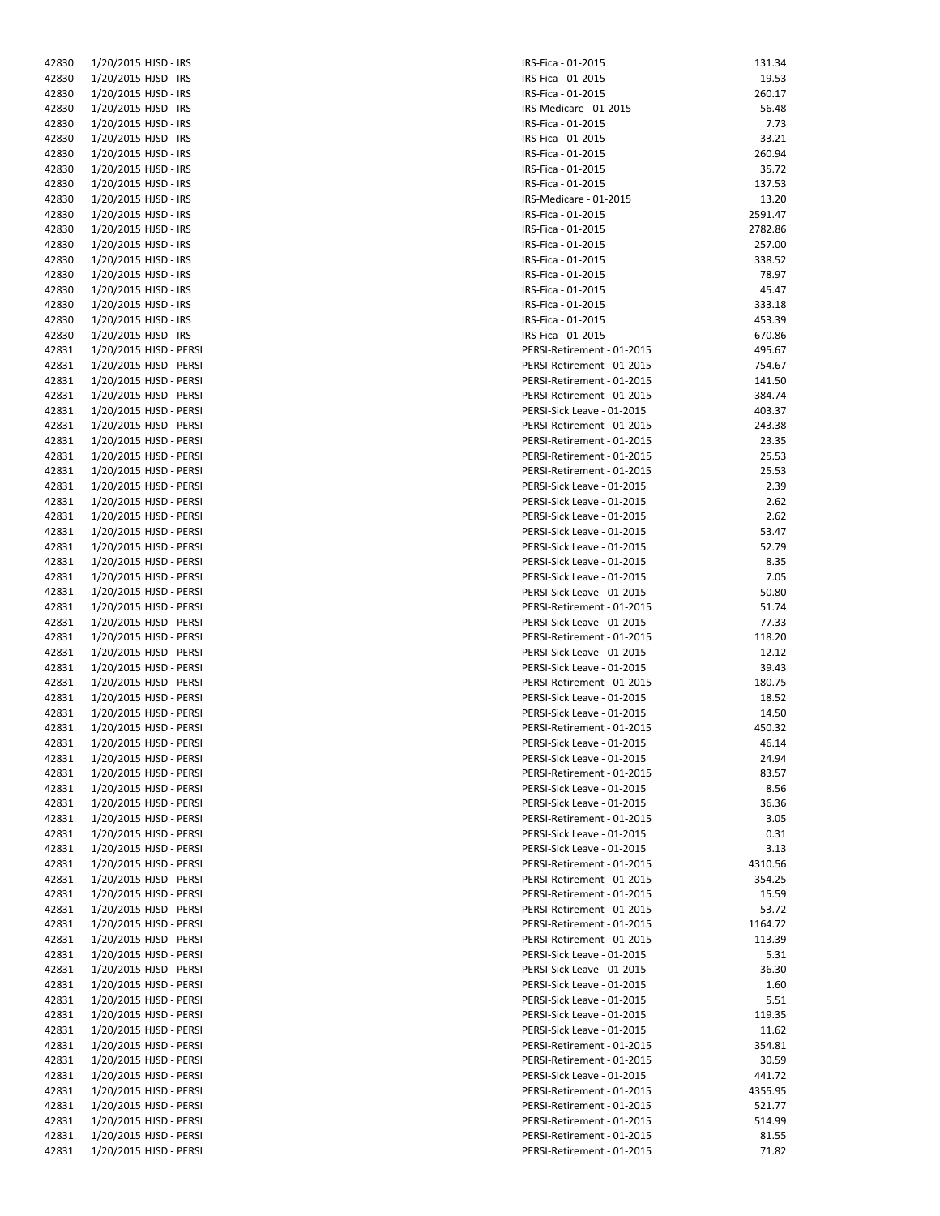| | | | | |
|---|---|---|---|---|
| 42830 | 1/20/2015 | HJSD - IRS | IRS-Fica - 01-2015 | 131.34 |
| 42830 | 1/20/2015 | HJSD - IRS | IRS-Fica - 01-2015 | 19.53 |
| 42830 | 1/20/2015 | HJSD - IRS | IRS-Fica - 01-2015 | 260.17 |
| 42830 | 1/20/2015 | HJSD - IRS | IRS-Medicare - 01-2015 | 56.48 |
| 42830 | 1/20/2015 | HJSD - IRS | IRS-Fica - 01-2015 | 7.73 |
| 42830 | 1/20/2015 | HJSD - IRS | IRS-Fica - 01-2015 | 33.21 |
| 42830 | 1/20/2015 | HJSD - IRS | IRS-Fica - 01-2015 | 260.94 |
| 42830 | 1/20/2015 | HJSD - IRS | IRS-Fica - 01-2015 | 35.72 |
| 42830 | 1/20/2015 | HJSD - IRS | IRS-Fica - 01-2015 | 137.53 |
| 42830 | 1/20/2015 | HJSD - IRS | IRS-Medicare - 01-2015 | 13.20 |
| 42830 | 1/20/2015 | HJSD - IRS | IRS-Fica - 01-2015 | 2591.47 |
| 42830 | 1/20/2015 | HJSD - IRS | IRS-Fica - 01-2015 | 2782.86 |
| 42830 | 1/20/2015 | HJSD - IRS | IRS-Fica - 01-2015 | 257.00 |
| 42830 | 1/20/2015 | HJSD - IRS | IRS-Fica - 01-2015 | 338.52 |
| 42830 | 1/20/2015 | HJSD - IRS | IRS-Fica - 01-2015 | 78.97 |
| 42830 | 1/20/2015 | HJSD - IRS | IRS-Fica - 01-2015 | 45.47 |
| 42830 | 1/20/2015 | HJSD - IRS | IRS-Fica - 01-2015 | 333.18 |
| 42830 | 1/20/2015 | HJSD - IRS | IRS-Fica - 01-2015 | 453.39 |
| 42830 | 1/20/2015 | HJSD - IRS | IRS-Fica - 01-2015 | 670.86 |
| 42831 | 1/20/2015 | HJSD - PERSI | PERSI-Retirement - 01-2015 | 495.67 |
| 42831 | 1/20/2015 | HJSD - PERSI | PERSI-Retirement - 01-2015 | 754.67 |
| 42831 | 1/20/2015 | HJSD - PERSI | PERSI-Retirement - 01-2015 | 141.50 |
| 42831 | 1/20/2015 | HJSD - PERSI | PERSI-Retirement - 01-2015 | 384.74 |
| 42831 | 1/20/2015 | HJSD - PERSI | PERSI-Sick Leave - 01-2015 | 403.37 |
| 42831 | 1/20/2015 | HJSD - PERSI | PERSI-Retirement - 01-2015 | 243.38 |
| 42831 | 1/20/2015 | HJSD - PERSI | PERSI-Retirement - 01-2015 | 23.35 |
| 42831 | 1/20/2015 | HJSD - PERSI | PERSI-Retirement - 01-2015 | 25.53 |
| 42831 | 1/20/2015 | HJSD - PERSI | PERSI-Retirement - 01-2015 | 25.53 |
| 42831 | 1/20/2015 | HJSD - PERSI | PERSI-Sick Leave - 01-2015 | 2.39 |
| 42831 | 1/20/2015 | HJSD - PERSI | PERSI-Sick Leave - 01-2015 | 2.62 |
| 42831 | 1/20/2015 | HJSD - PERSI | PERSI-Sick Leave - 01-2015 | 2.62 |
| 42831 | 1/20/2015 | HJSD - PERSI | PERSI-Sick Leave - 01-2015 | 53.47 |
| 42831 | 1/20/2015 | HJSD - PERSI | PERSI-Sick Leave - 01-2015 | 52.79 |
| 42831 | 1/20/2015 | HJSD - PERSI | PERSI-Sick Leave - 01-2015 | 8.35 |
| 42831 | 1/20/2015 | HJSD - PERSI | PERSI-Sick Leave - 01-2015 | 7.05 |
| 42831 | 1/20/2015 | HJSD - PERSI | PERSI-Sick Leave - 01-2015 | 50.80 |
| 42831 | 1/20/2015 | HJSD - PERSI | PERSI-Retirement - 01-2015 | 51.74 |
| 42831 | 1/20/2015 | HJSD - PERSI | PERSI-Sick Leave - 01-2015 | 77.33 |
| 42831 | 1/20/2015 | HJSD - PERSI | PERSI-Retirement - 01-2015 | 118.20 |
| 42831 | 1/20/2015 | HJSD - PERSI | PERSI-Sick Leave - 01-2015 | 12.12 |
| 42831 | 1/20/2015 | HJSD - PERSI | PERSI-Sick Leave - 01-2015 | 39.43 |
| 42831 | 1/20/2015 | HJSD - PERSI | PERSI-Retirement - 01-2015 | 180.75 |
| 42831 | 1/20/2015 | HJSD - PERSI | PERSI-Sick Leave - 01-2015 | 18.52 |
| 42831 | 1/20/2015 | HJSD - PERSI | PERSI-Sick Leave - 01-2015 | 14.50 |
| 42831 | 1/20/2015 | HJSD - PERSI | PERSI-Retirement - 01-2015 | 450.32 |
| 42831 | 1/20/2015 | HJSD - PERSI | PERSI-Sick Leave - 01-2015 | 46.14 |
| 42831 | 1/20/2015 | HJSD - PERSI | PERSI-Sick Leave - 01-2015 | 24.94 |
| 42831 | 1/20/2015 | HJSD - PERSI | PERSI-Retirement - 01-2015 | 83.57 |
| 42831 | 1/20/2015 | HJSD - PERSI | PERSI-Sick Leave - 01-2015 | 8.56 |
| 42831 | 1/20/2015 | HJSD - PERSI | PERSI-Sick Leave - 01-2015 | 36.36 |
| 42831 | 1/20/2015 | HJSD - PERSI | PERSI-Retirement - 01-2015 | 3.05 |
| 42831 | 1/20/2015 | HJSD - PERSI | PERSI-Sick Leave - 01-2015 | 0.31 |
| 42831 | 1/20/2015 | HJSD - PERSI | PERSI-Sick Leave - 01-2015 | 3.13 |
| 42831 | 1/20/2015 | HJSD - PERSI | PERSI-Retirement - 01-2015 | 4310.56 |
| 42831 | 1/20/2015 | HJSD - PERSI | PERSI-Retirement - 01-2015 | 354.25 |
| 42831 | 1/20/2015 | HJSD - PERSI | PERSI-Retirement - 01-2015 | 15.59 |
| 42831 | 1/20/2015 | HJSD - PERSI | PERSI-Retirement - 01-2015 | 53.72 |
| 42831 | 1/20/2015 | HJSD - PERSI | PERSI-Retirement - 01-2015 | 1164.72 |
| 42831 | 1/20/2015 | HJSD - PERSI | PERSI-Retirement - 01-2015 | 113.39 |
| 42831 | 1/20/2015 | HJSD - PERSI | PERSI-Sick Leave - 01-2015 | 5.31 |
| 42831 | 1/20/2015 | HJSD - PERSI | PERSI-Sick Leave - 01-2015 | 36.30 |
| 42831 | 1/20/2015 | HJSD - PERSI | PERSI-Sick Leave - 01-2015 | 1.60 |
| 42831 | 1/20/2015 | HJSD - PERSI | PERSI-Sick Leave - 01-2015 | 5.51 |
| 42831 | 1/20/2015 | HJSD - PERSI | PERSI-Sick Leave - 01-2015 | 119.35 |
| 42831 | 1/20/2015 | HJSD - PERSI | PERSI-Sick Leave - 01-2015 | 11.62 |
| 42831 | 1/20/2015 | HJSD - PERSI | PERSI-Retirement - 01-2015 | 354.81 |
| 42831 | 1/20/2015 | HJSD - PERSI | PERSI-Retirement - 01-2015 | 30.59 |
| 42831 | 1/20/2015 | HJSD - PERSI | PERSI-Sick Leave - 01-2015 | 441.72 |
| 42831 | 1/20/2015 | HJSD - PERSI | PERSI-Retirement - 01-2015 | 4355.95 |
| 42831 | 1/20/2015 | HJSD - PERSI | PERSI-Retirement - 01-2015 | 521.77 |
| 42831 | 1/20/2015 | HJSD - PERSI | PERSI-Retirement - 01-2015 | 514.99 |
| 42831 | 1/20/2015 | HJSD - PERSI | PERSI-Retirement - 01-2015 | 81.55 |
| 42831 | 1/20/2015 | HJSD - PERSI | PERSI-Retirement - 01-2015 | 71.82 |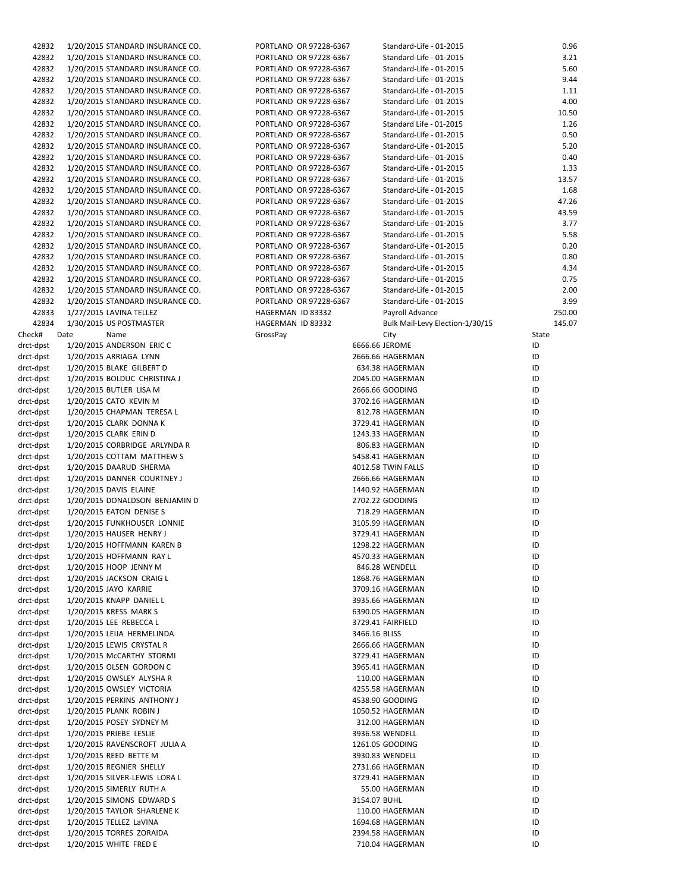| | | | | | |
|---|---|---|---|---|---|
| 42832 | 1/20/2015 | STANDARD INSURANCE CO. | PORTLAND OR 97228-6367 | Standard-Life - 01-2015 | 0.96 |
| 42832 | 1/20/2015 | STANDARD INSURANCE CO. | PORTLAND OR 97228-6367 | Standard-Life - 01-2015 | 3.21 |
| 42832 | 1/20/2015 | STANDARD INSURANCE CO. | PORTLAND OR 97228-6367 | Standard-Life - 01-2015 | 5.60 |
| 42832 | 1/20/2015 | STANDARD INSURANCE CO. | PORTLAND OR 97228-6367 | Standard-Life - 01-2015 | 9.44 |
| 42832 | 1/20/2015 | STANDARD INSURANCE CO. | PORTLAND OR 97228-6367 | Standard-Life - 01-2015 | 1.11 |
| 42832 | 1/20/2015 | STANDARD INSURANCE CO. | PORTLAND OR 97228-6367 | Standard-Life - 01-2015 | 4.00 |
| 42832 | 1/20/2015 | STANDARD INSURANCE CO. | PORTLAND OR 97228-6367 | Standard-Life - 01-2015 | 10.50 |
| 42832 | 1/20/2015 | STANDARD INSURANCE CO. | PORTLAND OR 97228-6367 | Standard Life - 01-2015 | 1.26 |
| 42832 | 1/20/2015 | STANDARD INSURANCE CO. | PORTLAND OR 97228-6367 | Standard-Life - 01-2015 | 0.50 |
| 42832 | 1/20/2015 | STANDARD INSURANCE CO. | PORTLAND OR 97228-6367 | Standard-Life - 01-2015 | 5.20 |
| 42832 | 1/20/2015 | STANDARD INSURANCE CO. | PORTLAND OR 97228-6367 | Standard-Life - 01-2015 | 0.40 |
| 42832 | 1/20/2015 | STANDARD INSURANCE CO. | PORTLAND OR 97228-6367 | Standard-Life - 01-2015 | 1.33 |
| 42832 | 1/20/2015 | STANDARD INSURANCE CO. | PORTLAND OR 97228-6367 | Standard-Life - 01-2015 | 13.57 |
| 42832 | 1/20/2015 | STANDARD INSURANCE CO. | PORTLAND OR 97228-6367 | Standard-Life - 01-2015 | 1.68 |
| 42832 | 1/20/2015 | STANDARD INSURANCE CO. | PORTLAND OR 97228-6367 | Standard-Life - 01-2015 | 47.26 |
| 42832 | 1/20/2015 | STANDARD INSURANCE CO. | PORTLAND OR 97228-6367 | Standard-Life - 01-2015 | 43.59 |
| 42832 | 1/20/2015 | STANDARD INSURANCE CO. | PORTLAND OR 97228-6367 | Standard-Life - 01-2015 | 3.77 |
| 42832 | 1/20/2015 | STANDARD INSURANCE CO. | PORTLAND OR 97228-6367 | Standard-Life - 01-2015 | 5.58 |
| 42832 | 1/20/2015 | STANDARD INSURANCE CO. | PORTLAND OR 97228-6367 | Standard-Life - 01-2015 | 0.20 |
| 42832 | 1/20/2015 | STANDARD INSURANCE CO. | PORTLAND OR 97228-6367 | Standard-Life - 01-2015 | 0.80 |
| 42832 | 1/20/2015 | STANDARD INSURANCE CO. | PORTLAND OR 97228-6367 | Standard-Life - 01-2015 | 4.34 |
| 42832 | 1/20/2015 | STANDARD INSURANCE CO. | PORTLAND OR 97228-6367 | Standard-Life - 01-2015 | 0.75 |
| 42832 | 1/20/2015 | STANDARD INSURANCE CO. | PORTLAND OR 97228-6367 | Standard-Life - 01-2015 | 2.00 |
| 42832 | 1/20/2015 | STANDARD INSURANCE CO. | PORTLAND OR 97228-6367 | Standard-Life - 01-2015 | 3.99 |
| 42833 | 1/27/2015 | LAVINA TELLEZ | HAGERMAN ID 83332 | Payroll Advance | 250.00 |
| 42834 | 1/30/2015 | US POSTMASTER | HAGERMAN ID 83332 | Bulk Mail-Levy Election-1/30/15 | 145.07 |

| Check# | Date | Name | GrossPay | City | State |
|---|---|---|---|---|---|
| drct-dpst | 1/20/2015 | ANDERSON ERIC C | 6666.66 | JEROME | ID |
| drct-dpst | 1/20/2015 | ARRIAGA LYNN | 2666.66 | HAGERMAN | ID |
| drct-dpst | 1/20/2015 | BLAKE GILBERT D | 634.38 | HAGERMAN | ID |
| drct-dpst | 1/20/2015 | BOLDUC CHRISTINA J | 2045.00 | HAGERMAN | ID |
| drct-dpst | 1/20/2015 | BUTLER LISA M | 2666.66 | GOODING | ID |
| drct-dpst | 1/20/2015 | CATO KEVIN M | 3702.16 | HAGERMAN | ID |
| drct-dpst | 1/20/2015 | CHAPMAN TERESA L | 812.78 | HAGERMAN | ID |
| drct-dpst | 1/20/2015 | CLARK DONNA K | 3729.41 | HAGERMAN | ID |
| drct-dpst | 1/20/2015 | CLARK ERIN D | 1243.33 | HAGERMAN | ID |
| drct-dpst | 1/20/2015 | CORBRIDGE ARLYNDA R | 806.83 | HAGERMAN | ID |
| drct-dpst | 1/20/2015 | COTTAM MATTHEW S | 5458.41 | HAGERMAN | ID |
| drct-dpst | 1/20/2015 | DAARUD SHERMA | 4012.58 | TWIN FALLS | ID |
| drct-dpst | 1/20/2015 | DANNER COURTNEY J | 2666.66 | HAGERMAN | ID |
| drct-dpst | 1/20/2015 | DAVIS ELAINE | 1440.92 | HAGERMAN | ID |
| drct-dpst | 1/20/2015 | DONALDSON BENJAMIN D | 2702.22 | GOODING | ID |
| drct-dpst | 1/20/2015 | EATON DENISE S | 718.29 | HAGERMAN | ID |
| drct-dpst | 1/20/2015 | FUNKHOUSER LONNIE | 3105.99 | HAGERMAN | ID |
| drct-dpst | 1/20/2015 | HAUSER HENRY J | 3729.41 | HAGERMAN | ID |
| drct-dpst | 1/20/2015 | HOFFMANN KAREN B | 1298.22 | HAGERMAN | ID |
| drct-dpst | 1/20/2015 | HOFFMANN RAY L | 4570.33 | HAGERMAN | ID |
| drct-dpst | 1/20/2015 | HOOP JENNY M | 846.28 | WENDELL | ID |
| drct-dpst | 1/20/2015 | JACKSON CRAIG L | 1868.76 | HAGERMAN | ID |
| drct-dpst | 1/20/2015 | JAYO KARRIE | 3709.16 | HAGERMAN | ID |
| drct-dpst | 1/20/2015 | KNAPP DANIEL L | 3935.66 | HAGERMAN | ID |
| drct-dpst | 1/20/2015 | KRESS MARK S | 6390.05 | HAGERMAN | ID |
| drct-dpst | 1/20/2015 | LEE REBECCA L | 3729.41 | FAIRFIELD | ID |
| drct-dpst | 1/20/2015 | LEIJA HERMELINDA | 3466.16 | BLISS | ID |
| drct-dpst | 1/20/2015 | LEWIS CRYSTAL R | 2666.66 | HAGERMAN | ID |
| drct-dpst | 1/20/2015 | McCARTHY STORMI | 3729.41 | HAGERMAN | ID |
| drct-dpst | 1/20/2015 | OLSEN GORDON C | 3965.41 | HAGERMAN | ID |
| drct-dpst | 1/20/2015 | OWSLEY ALYSHA R | 110.00 | HAGERMAN | ID |
| drct-dpst | 1/20/2015 | OWSLEY VICTORIA | 4255.58 | HAGERMAN | ID |
| drct-dpst | 1/20/2015 | PERKINS ANTHONY J | 4538.90 | GOODING | ID |
| drct-dpst | 1/20/2015 | PLANK ROBIN J | 1050.52 | HAGERMAN | ID |
| drct-dpst | 1/20/2015 | POSEY SYDNEY M | 312.00 | HAGERMAN | ID |
| drct-dpst | 1/20/2015 | PRIEBE LESLIE | 3936.58 | WENDELL | ID |
| drct-dpst | 1/20/2015 | RAVENSCROFT JULIA A | 1261.05 | GOODING | ID |
| drct-dpst | 1/20/2015 | REED BETTE M | 3930.83 | WENDELL | ID |
| drct-dpst | 1/20/2015 | REGNIER SHELLY | 2731.66 | HAGERMAN | ID |
| drct-dpst | 1/20/2015 | SILVER-LEWIS LORA L | 3729.41 | HAGERMAN | ID |
| drct-dpst | 1/20/2015 | SIMERLY RUTH A | 55.00 | HAGERMAN | ID |
| drct-dpst | 1/20/2015 | SIMONS EDWARD S | 3154.07 | BUHL | ID |
| drct-dpst | 1/20/2015 | TAYLOR SHARLENE K | 110.00 | HAGERMAN | ID |
| drct-dpst | 1/20/2015 | TELLEZ LaVINA | 1694.68 | HAGERMAN | ID |
| drct-dpst | 1/20/2015 | TORRES ZORAIDA | 2394.58 | HAGERMAN | ID |
| drct-dpst | 1/20/2015 | WHITE FRED E | 710.04 | HAGERMAN | ID |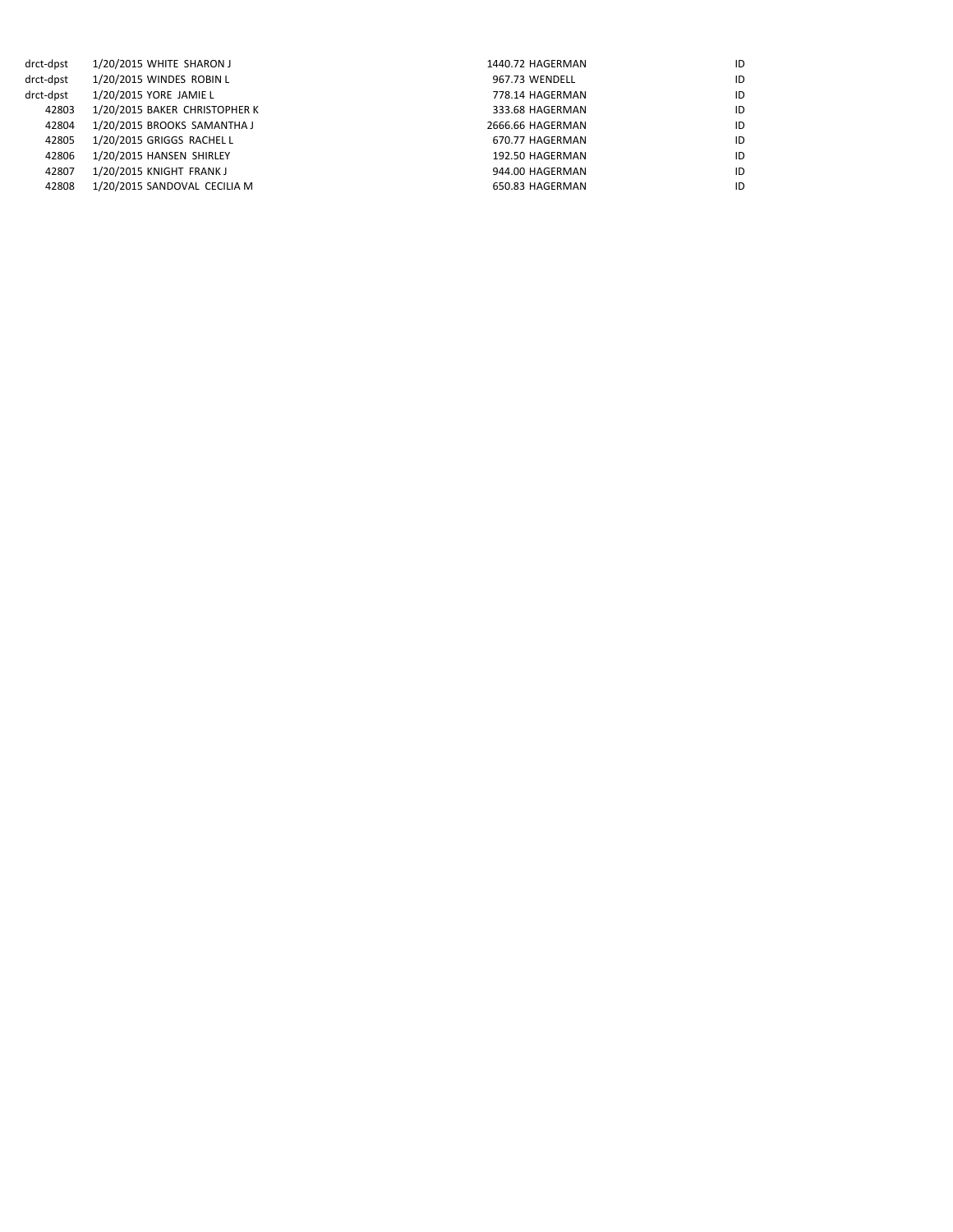| | | | | | |
|---|---|---|---|---|---|
| drct-dpst | 1/20/2015 | WHITE SHARON J | 1440.72 | HAGERMAN | ID |
| drct-dpst | 1/20/2015 | WINDES ROBIN L | 967.73 | WENDELL | ID |
| drct-dpst | 1/20/2015 | YORE JAMIE L | 778.14 | HAGERMAN | ID |
| 42803 | 1/20/2015 | BAKER CHRISTOPHER K | 333.68 | HAGERMAN | ID |
| 42804 | 1/20/2015 | BROOKS SAMANTHA J | 2666.66 | HAGERMAN | ID |
| 42805 | 1/20/2015 | GRIGGS RACHEL L | 670.77 | HAGERMAN | ID |
| 42806 | 1/20/2015 | HANSEN SHIRLEY | 192.50 | HAGERMAN | ID |
| 42807 | 1/20/2015 | KNIGHT FRANK J | 944.00 | HAGERMAN | ID |
| 42808 | 1/20/2015 | SANDOVAL CECILIA M | 650.83 | HAGERMAN | ID |